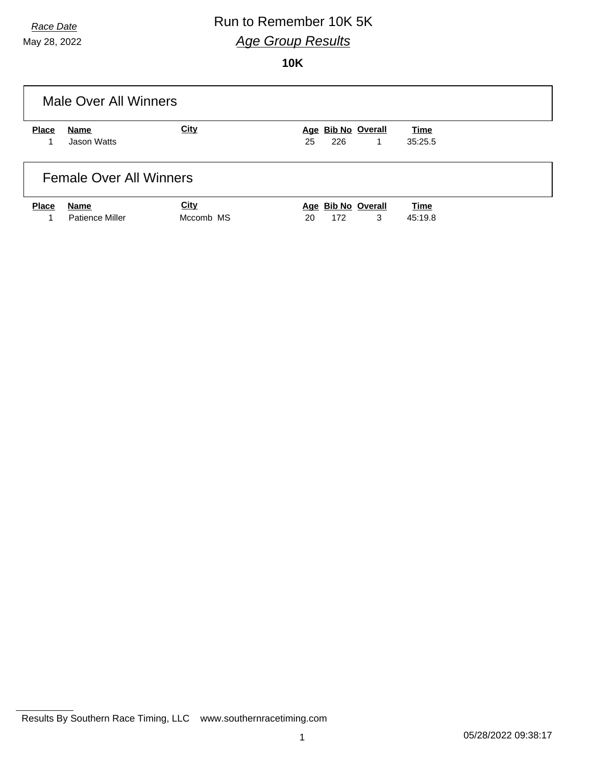*Race Date*

May 28, 2022

# Run to Remember 10K 5K

## *Age Group Results*

### 10K

## Male Over All Winners

| Place | Name | City | Age | Bib No | Overall | Time |
|---|---|---|---|---|---|---|
| 1 | Jason Watts | | 25 | 226 | 1 | 35:25.5 |

## Female Over All Winners

| Place | Name | City | Age | Bib No | Overall | Time |
|---|---|---|---|---|---|---|
| 1 | Patience Miller | Mccomb MS | 20 | 172 | 3 | 45:19.8 |

Results By Southern Race Timing, LLC www.southernracetiming.com

05/28/2022 09:38:17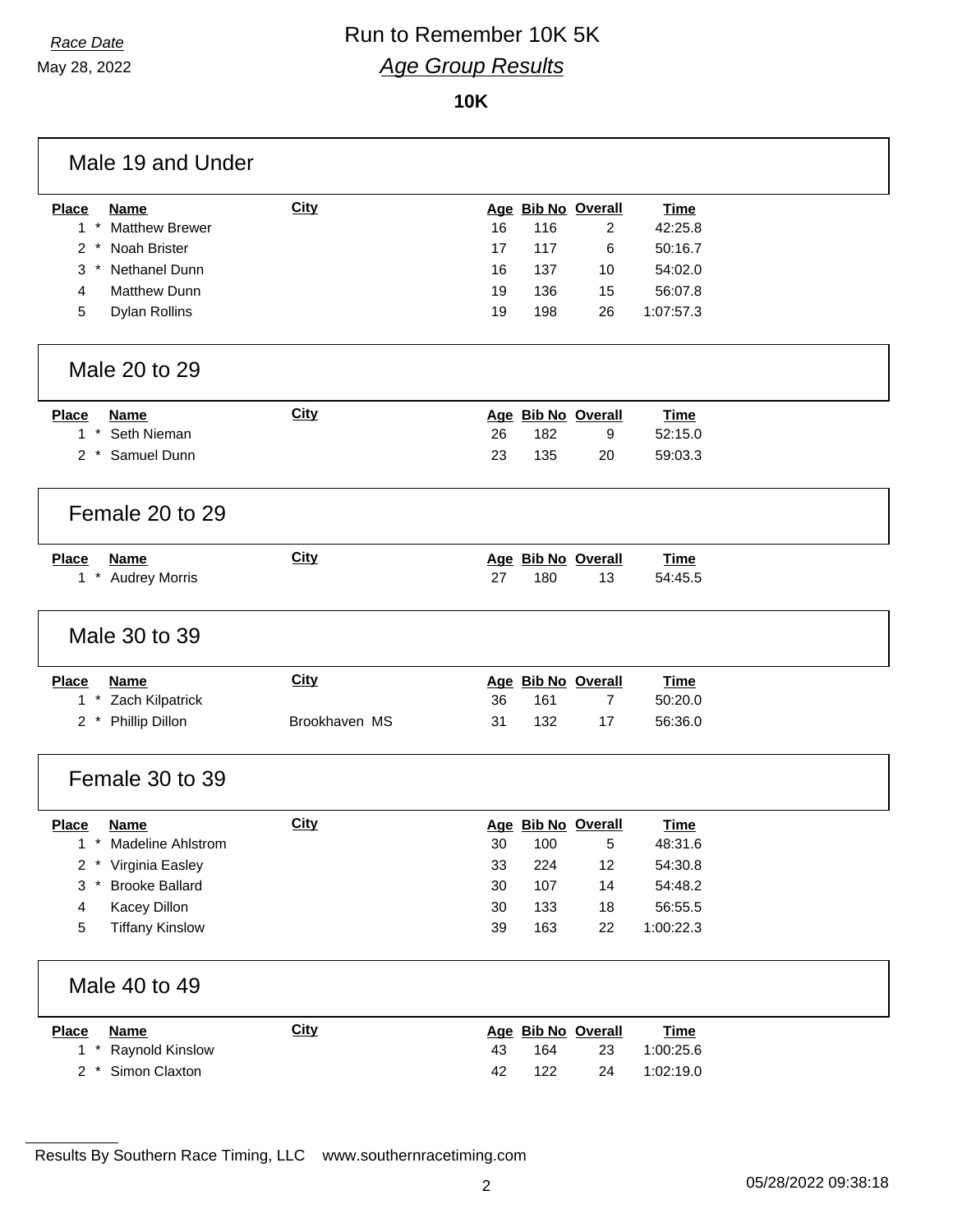*Race Date*

May 28, 2022

# Run to Remember 10K 5K

## *Age Group Results*

### 10K

#### Male 19 and Under

| Place | Name | City | Age | Bib No | Overall | Time |
|---|---|---|---|---|---|---|
| 1 * | Matthew Brewer | | 16 | 116 | 2 | 42:25.8 |
| 2 * | Noah Brister | | 17 | 117 | 6 | 50:16.7 |
| 3 * | Nethanel Dunn | | 16 | 137 | 10 | 54:02.0 |
| 4 | Matthew Dunn | | 19 | 136 | 15 | 56:07.8 |
| 5 | Dylan Rollins | | 19 | 198 | 26 | 1:07:57.3 |

#### Male 20 to 29

| Place | Name | City | Age | Bib No | Overall | Time |
|---|---|---|---|---|---|---|
| 1 * | Seth Nieman | | 26 | 182 | 9 | 52:15.0 |
| 2 * | Samuel Dunn | | 23 | 135 | 20 | 59:03.3 |

#### Female 20 to 29

| Place | Name | City | Age | Bib No | Overall | Time |
|---|---|---|---|---|---|---|
| 1 * | Audrey Morris | | 27 | 180 | 13 | 54:45.5 |

#### Male 30 to 39

| Place | Name | City | Age | Bib No | Overall | Time |
|---|---|---|---|---|---|---|
| 1 * | Zach Kilpatrick | | 36 | 161 | 7 | 50:20.0 |
| 2 * | Phillip Dillon | Brookhaven MS | 31 | 132 | 17 | 56:36.0 |

#### Female 30 to 39

| Place | Name | City | Age | Bib No | Overall | Time |
|---|---|---|---|---|---|---|
| 1 * | Madeline Ahlstrom | | 30 | 100 | 5 | 48:31.6 |
| 2 * | Virginia Easley | | 33 | 224 | 12 | 54:30.8 |
| 3 * | Brooke Ballard | | 30 | 107 | 14 | 54:48.2 |
| 4 | Kacey Dillon | | 30 | 133 | 18 | 56:55.5 |
| 5 | Tiffany Kinslow | | 39 | 163 | 22 | 1:00:22.3 |

#### Male 40 to 49

| Place | Name | City | Age | Bib No | Overall | Time |
|---|---|---|---|---|---|---|
| 1 * | Raynold Kinslow | | 43 | 164 | 23 | 1:00:25.6 |
| 2 * | Simon Claxton | | 42 | 122 | 24 | 1:02:19.0 |

Results By Southern Race Timing, LLC www.southernracetiming.com

05/28/2022 09:38:18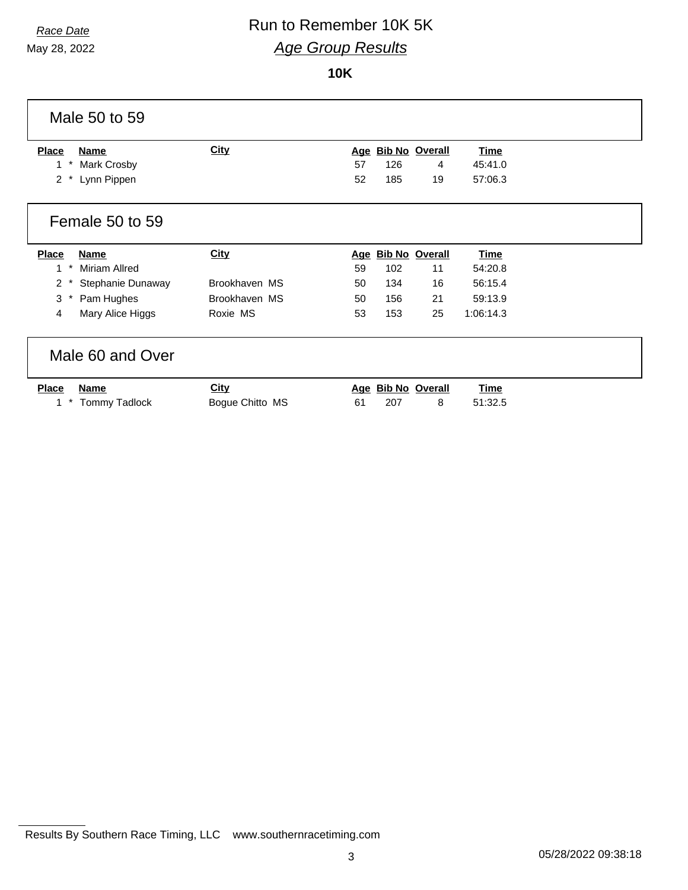Race Date

May 28, 2022

# Run to Remember 10K 5K

## Age Group Results

**10K**

### Male 50 to 59

| Place | Name | City | Age | Bib No | Overall | Time |
|---|---|---|---|---|---|---|
| 1 * | Mark Crosby | | 57 | 126 | 4 | 45:41.0 |
| 2 * | Lynn Pippen | | 52 | 185 | 19 | 57:06.3 |

### Female 50 to 59

| Place | Name | City | Age | Bib No | Overall | Time |
|---|---|---|---|---|---|---|
| 1 * | Miriam Allred | | 59 | 102 | 11 | 54:20.8 |
| 2 * | Stephanie Dunaway | Brookhaven MS | 50 | 134 | 16 | 56:15.4 |
| 3 * | Pam Hughes | Brookhaven MS | 50 | 156 | 21 | 59:13.9 |
| 4 | Mary Alice Higgs | Roxie MS | 53 | 153 | 25 | 1:06:14.3 |

### Male 60 and Over

| Place | Name | City | Age | Bib No | Overall | Time |
|---|---|---|---|---|---|---|
| 1 * | Tommy Tadlock | Bogue Chitto MS | 61 | 207 | 8 | 51:32.5 |

Results By Southern Race Timing, LLC www.southernracetiming.com

05/28/2022 09:38:18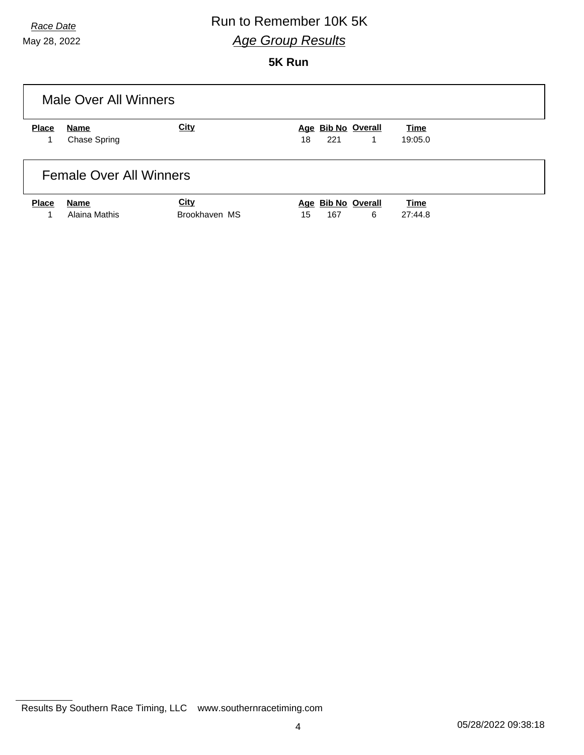*Race Date*

May 28, 2022

# Run to Remember 10K 5K

## *Age Group Results*

### 5K Run

## Male Over All Winners

| Place | Name | City | Age | Bib No | Overall | Time |
|---|---|---|---|---|---|---|
| 1 | Chase Spring | | 18 | 221 | 1 | 19:05.0 |

## Female Over All Winners

| Place | Name | City | Age | Bib No | Overall | Time |
|---|---|---|---|---|---|---|
| 1 | Alaina Mathis | Brookhaven MS | 15 | 167 | 6 | 27:44.8 |

Results By Southern Race Timing, LLC www.southernracetiming.com

05/28/2022 09:38:18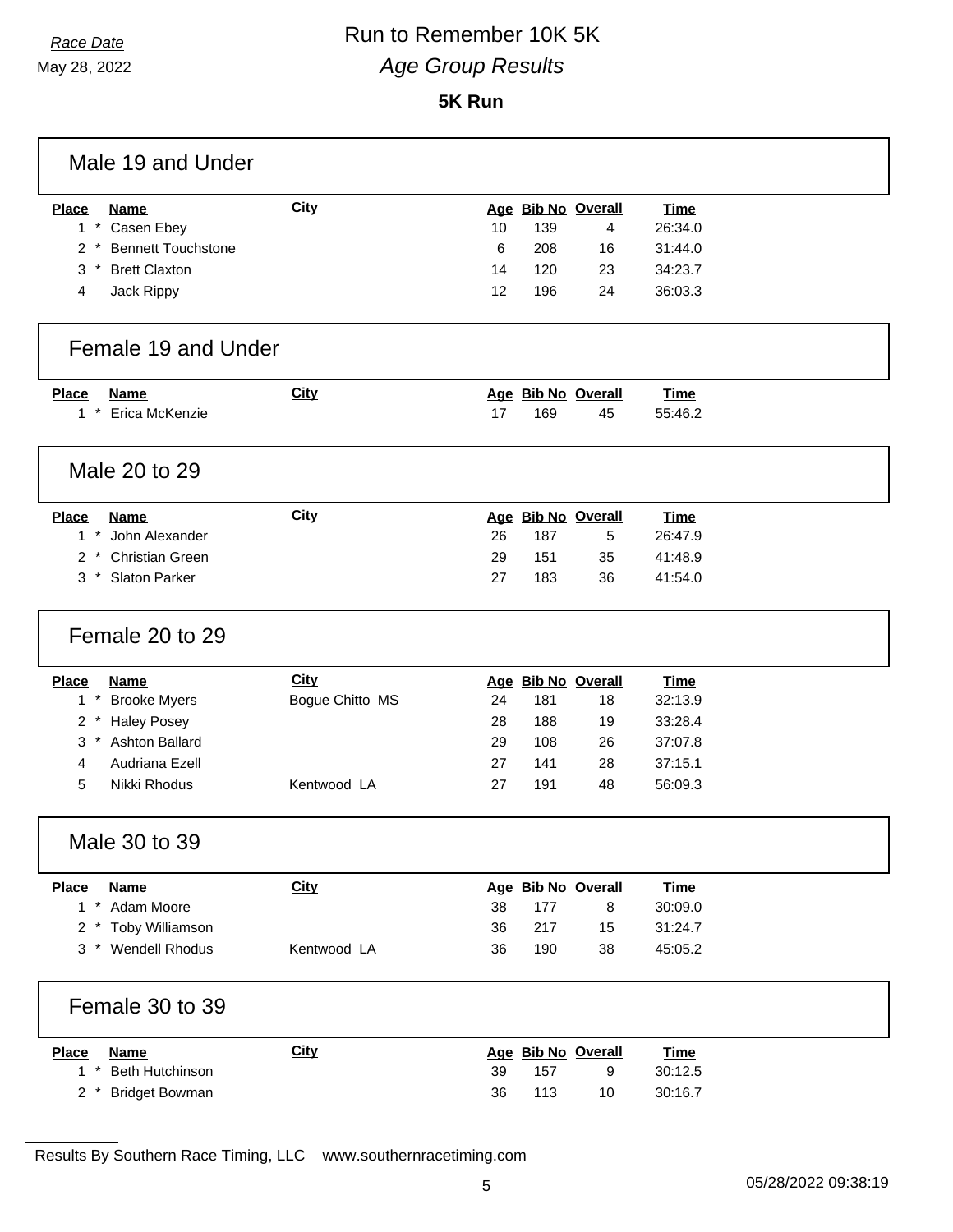Race Date

May 28, 2022

# Run to Remember 10K 5K

## *Age Group Results*

### 5K Run

#### Male 19 and Under

| Place | Name | City | Age | Bib No | Overall | Time |
|---|---|---|---|---|---|---|
| 1 * | Casen Ebey | | 10 | 139 | 4 | 26:34.0 |
| 2 * | Bennett Touchstone | | 6 | 208 | 16 | 31:44.0 |
| 3 * | Brett Claxton | | 14 | 120 | 23 | 34:23.7 |
| 4 | Jack Rippy | | 12 | 196 | 24 | 36:03.3 |

#### Female 19 and Under

| Place | Name | City | Age | Bib No | Overall | Time |
|---|---|---|---|---|---|---|
| 1 * | Erica McKenzie | | 17 | 169 | 45 | 55:46.2 |

#### Male 20 to 29

| Place | Name | City | Age | Bib No | Overall | Time |
|---|---|---|---|---|---|---|
| 1 * | John Alexander | | 26 | 187 | 5 | 26:47.9 |
| 2 * | Christian Green | | 29 | 151 | 35 | 41:48.9 |
| 3 * | Slaton Parker | | 27 | 183 | 36 | 41:54.0 |

#### Female 20 to 29

| Place | Name | City | Age | Bib No | Overall | Time |
|---|---|---|---|---|---|---|
| 1 * | Brooke Myers | Bogue Chitto MS | 24 | 181 | 18 | 32:13.9 |
| 2 * | Haley Posey | | 28 | 188 | 19 | 33:28.4 |
| 3 * | Ashton Ballard | | 29 | 108 | 26 | 37:07.8 |
| 4 | Audriana Ezell | | 27 | 141 | 28 | 37:15.1 |
| 5 | Nikki Rhodus | Kentwood LA | 27 | 191 | 48 | 56:09.3 |

#### Male 30 to 39

| Place | Name | City | Age | Bib No | Overall | Time |
|---|---|---|---|---|---|---|
| 1 * | Adam Moore | | 38 | 177 | 8 | 30:09.0 |
| 2 * | Toby Williamson | | 36 | 217 | 15 | 31:24.7 |
| 3 * | Wendell Rhodus | Kentwood LA | 36 | 190 | 38 | 45:05.2 |

#### Female 30 to 39

| Place | Name | City | Age | Bib No | Overall | Time |
|---|---|---|---|---|---|---|
| 1 * | Beth Hutchinson | | 39 | 157 | 9 | 30:12.5 |
| 2 * | Bridget Bowman | | 36 | 113 | 10 | 30:16.7 |

Results By Southern Race Timing, LLC www.southernracetiming.com

05/28/2022 09:38:19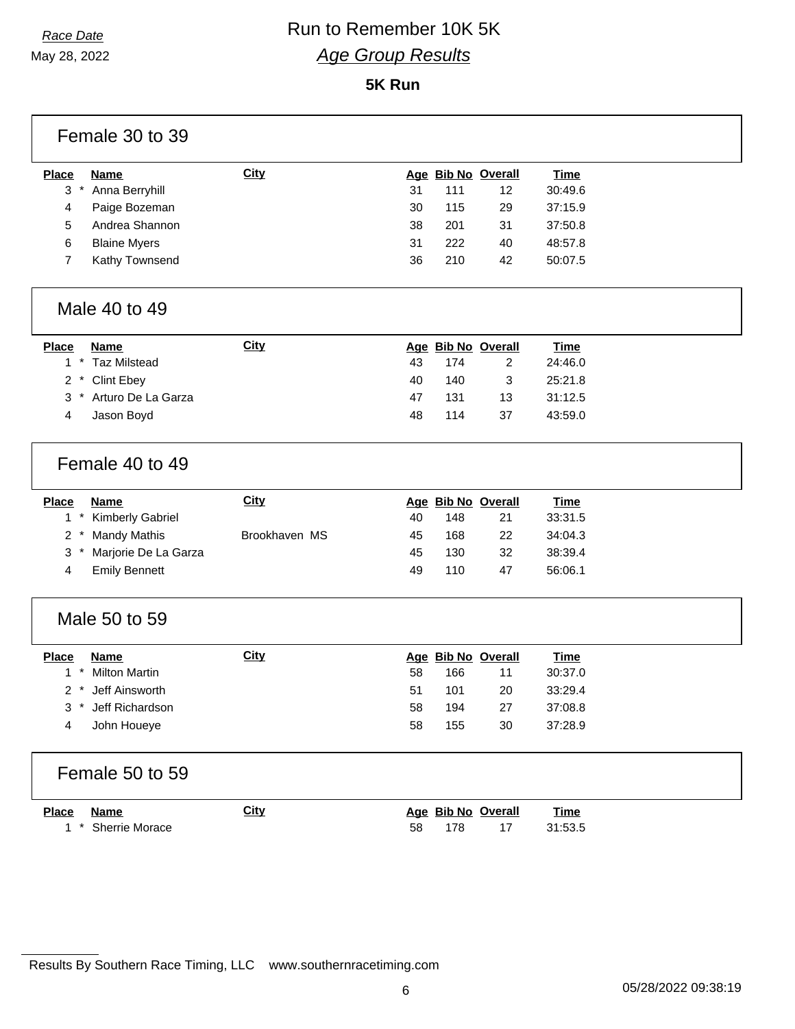Race Date

May 28, 2022

# Run to Remember 10K 5K

## *Age Group Results*

### 5K Run

#### Female 30 to 39

| Place | Name | City | Age | Bib No | Overall | Time |
|---|---|---|---|---|---|---|
| 3 * | Anna Berryhill | | 31 | 111 | 12 | 30:49.6 |
| 4 | Paige Bozeman | | 30 | 115 | 29 | 37:15.9 |
| 5 | Andrea Shannon | | 38 | 201 | 31 | 37:50.8 |
| 6 | Blaine Myers | | 31 | 222 | 40 | 48:57.8 |
| 7 | Kathy Townsend | | 36 | 210 | 42 | 50:07.5 |

#### Male 40 to 49

| Place | Name | City | Age | Bib No | Overall | Time |
|---|---|---|---|---|---|---|
| 1 * | Taz Milstead | | 43 | 174 | 2 | 24:46.0 |
| 2 * | Clint Ebey | | 40 | 140 | 3 | 25:21.8 |
| 3 * | Arturo De La Garza | | 47 | 131 | 13 | 31:12.5 |
| 4 | Jason Boyd | | 48 | 114 | 37 | 43:59.0 |

#### Female 40 to 49

| Place | Name | City | Age | Bib No | Overall | Time |
|---|---|---|---|---|---|---|
| 1 * | Kimberly Gabriel | | 40 | 148 | 21 | 33:31.5 |
| 2 * | Mandy Mathis | Brookhaven MS | 45 | 168 | 22 | 34:04.3 |
| 3 * | Marjorie De La Garza | | 45 | 130 | 32 | 38:39.4 |
| 4 | Emily Bennett | | 49 | 110 | 47 | 56:06.1 |

#### Male 50 to 59

| Place | Name | City | Age | Bib No | Overall | Time |
|---|---|---|---|---|---|---|
| 1 * | Milton Martin | | 58 | 166 | 11 | 30:37.0 |
| 2 * | Jeff Ainsworth | | 51 | 101 | 20 | 33:29.4 |
| 3 * | Jeff Richardson | | 58 | 194 | 27 | 37:08.8 |
| 4 | John Houeye | | 58 | 155 | 30 | 37:28.9 |

#### Female 50 to 59

| Place | Name | City | Age | Bib No | Overall | Time |
|---|---|---|---|---|---|---|
| 1 * | Sherrie Morace | | 58 | 178 | 17 | 31:53.5 |

Results By Southern Race Timing, LLC www.southernracetiming.com

05/28/2022 09:38:19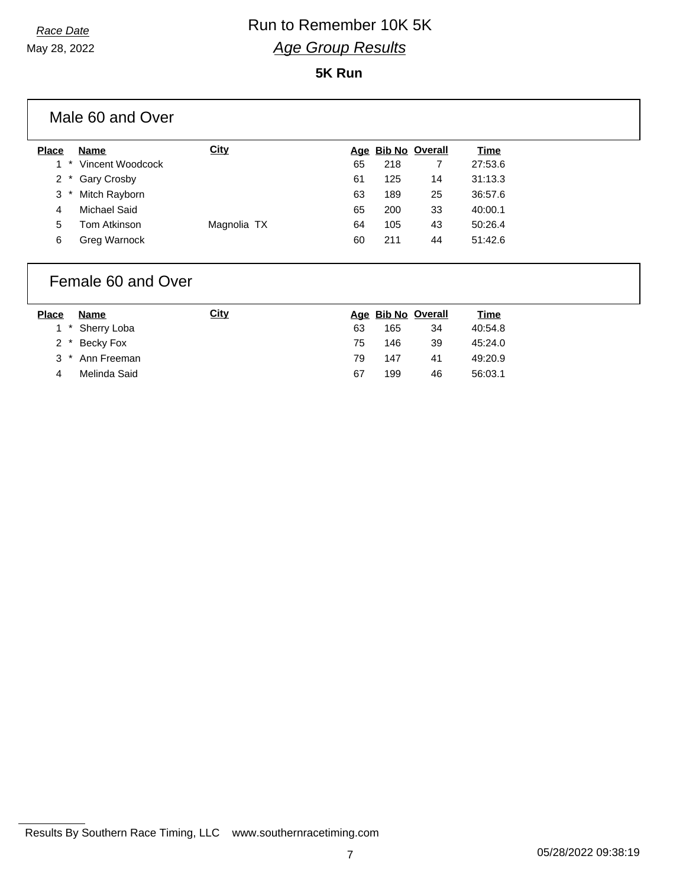*Race Date*

May 28, 2022

# Run to Remember 10K 5K

## *Age Group Results*

### 5K Run

## Male 60 and Over

| Place | Name | City | Age | Bib No | Overall | Time |
|---|---|---|---|---|---|---|
| 1 * | Vincent Woodcock | | 65 | 218 | 7 | 27:53.6 |
| 2 * | Gary Crosby | | 61 | 125 | 14 | 31:13.3 |
| 3 * | Mitch Rayborn | | 63 | 189 | 25 | 36:57.6 |
| 4 | Michael Said | | 65 | 200 | 33 | 40:00.1 |
| 5 | Tom Atkinson | Magnolia TX | 64 | 105 | 43 | 50:26.4 |
| 6 | Greg Warnock | | 60 | 211 | 44 | 51:42.6 |

## Female 60 and Over

| Place | Name | City | Age | Bib No | Overall | Time |
|---|---|---|---|---|---|---|
| 1 * | Sherry Loba | | 63 | 165 | 34 | 40:54.8 |
| 2 * | Becky Fox | | 75 | 146 | 39 | 45:24.0 |
| 3 * | Ann Freeman | | 79 | 147 | 41 | 49:20.9 |
| 4 | Melinda Said | | 67 | 199 | 46 | 56:03.1 |

Results By Southern Race Timing, LLC www.southernracetiming.com

05/28/2022 09:38:19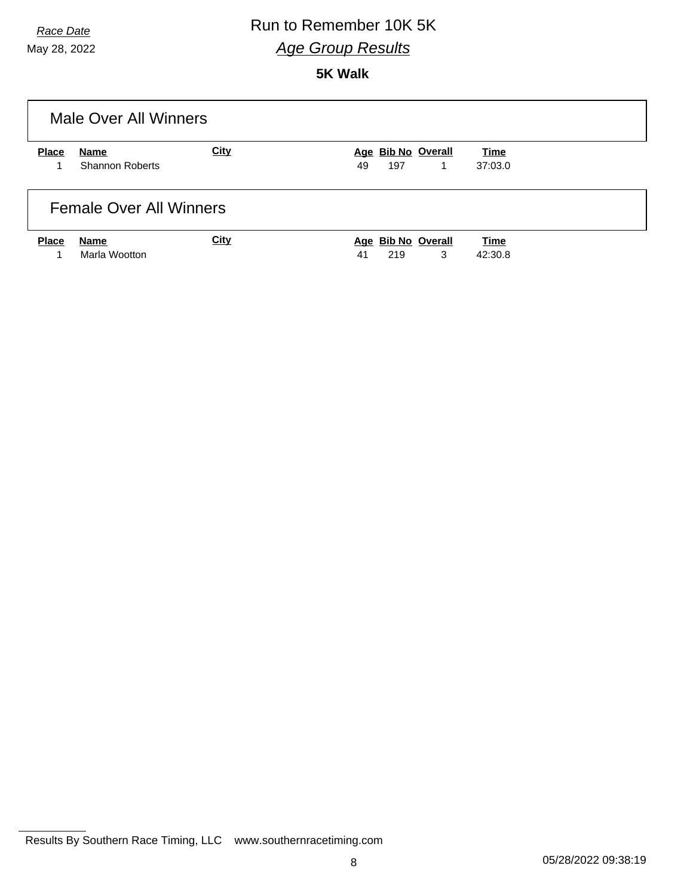*Race Date*

May 28, 2022

# Run to Remember 10K 5K

## *Age Group Results*

### 5K Walk

## Male Over All Winners

| Place | Name | City | Age | Bib No | Overall | Time |
|---|---|---|---|---|---|---|
| 1 | Shannon Roberts | | 49 | 197 | 1 | 37:03.0 |

## Female Over All Winners

| Place | Name | City | Age | Bib No | Overall | Time |
|---|---|---|---|---|---|---|
| 1 | Marla Wootton | | 41 | 219 | 3 | 42:30.8 |

Results By Southern Race Timing, LLC www.southernracetiming.com

05/28/2022 09:38:19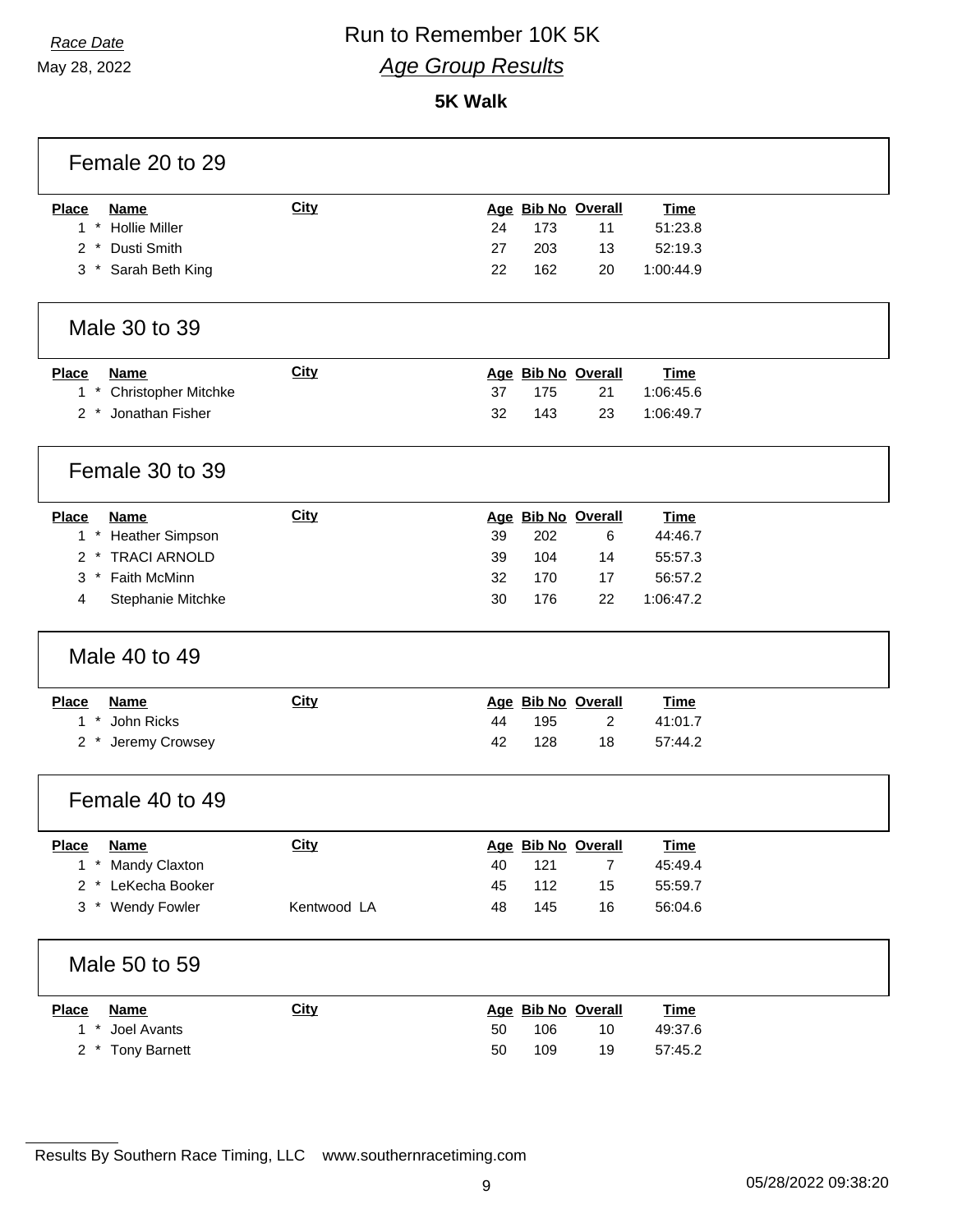# Run to Remember 10K 5K

*Race Date*
May 28, 2022

## *Age Group Results*

### 5K Walk

#### Female 20 to 29

| Place | Name | City | Age | Bib No | Overall | Time |
|---|---|---|---|---|---|---|
| 1 * | Hollie Miller | | 24 | 173 | 11 | 51:23.8 |
| 2 * | Dusti Smith | | 27 | 203 | 13 | 52:19.3 |
| 3 * | Sarah Beth King | | 22 | 162 | 20 | 1:00:44.9 |

#### Male 30 to 39

| Place | Name | City | Age | Bib No | Overall | Time |
|---|---|---|---|---|---|---|
| 1 * | Christopher Mitchke | | 37 | 175 | 21 | 1:06:45.6 |
| 2 * | Jonathan Fisher | | 32 | 143 | 23 | 1:06:49.7 |

#### Female 30 to 39

| Place | Name | City | Age | Bib No | Overall | Time |
|---|---|---|---|---|---|---|
| 1 * | Heather Simpson | | 39 | 202 | 6 | 44:46.7 |
| 2 * | TRACI ARNOLD | | 39 | 104 | 14 | 55:57.3 |
| 3 * | Faith McMinn | | 32 | 170 | 17 | 56:57.2 |
| 4 | Stephanie Mitchke | | 30 | 176 | 22 | 1:06:47.2 |

#### Male 40 to 49

| Place | Name | City | Age | Bib No | Overall | Time |
|---|---|---|---|---|---|---|
| 1 * | John Ricks | | 44 | 195 | 2 | 41:01.7 |
| 2 * | Jeremy Crowsey | | 42 | 128 | 18 | 57:44.2 |

#### Female 40 to 49

| Place | Name | City | Age | Bib No | Overall | Time |
|---|---|---|---|---|---|---|
| 1 * | Mandy Claxton | | 40 | 121 | 7 | 45:49.4 |
| 2 * | LeKecha Booker | | 45 | 112 | 15 | 55:59.7 |
| 3 * | Wendy Fowler | Kentwood LA | 48 | 145 | 16 | 56:04.6 |

#### Male 50 to 59

| Place | Name | City | Age | Bib No | Overall | Time |
|---|---|---|---|---|---|---|
| 1 * | Joel Avants | | 50 | 106 | 10 | 49:37.6 |
| 2 * | Tony Barnett | | 50 | 109 | 19 | 57:45.2 |

Results By Southern Race Timing, LLC www.southernracetiming.com

05/28/2022 09:38:20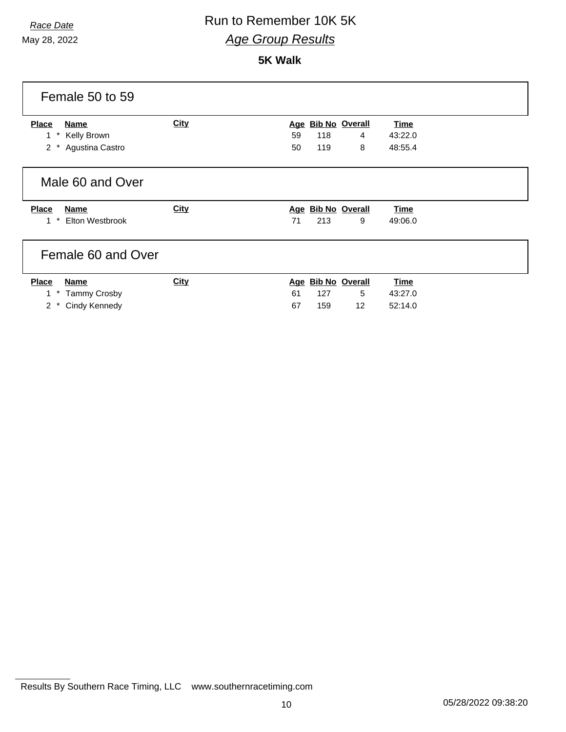*Race Date*
May 28, 2022

# Run to Remember 10K 5K

## *Age Group Results*

### 5K Walk

#### Female 50 to 59

| Place | Name | City | Age | Bib No | Overall | Time |
|---|---|---|---|---|---|---|
| 1 * | Kelly Brown | | 59 | 118 | 4 | 43:22.0 |
| 2 * | Agustina Castro | | 50 | 119 | 8 | 48:55.4 |

#### Male 60 and Over

| Place | Name | City | Age | Bib No | Overall | Time |
|---|---|---|---|---|---|---|
| 1 * | Elton Westbrook | | 71 | 213 | 9 | 49:06.0 |

#### Female 60 and Over

| Place | Name | City | Age | Bib No | Overall | Time |
|---|---|---|---|---|---|---|
| 1 * | Tammy Crosby | | 61 | 127 | 5 | 43:27.0 |
| 2 * | Cindy Kennedy | | 67 | 159 | 12 | 52:14.0 |

Results By Southern Race Timing, LLC www.southernracetiming.com

05/28/2022 09:38:20